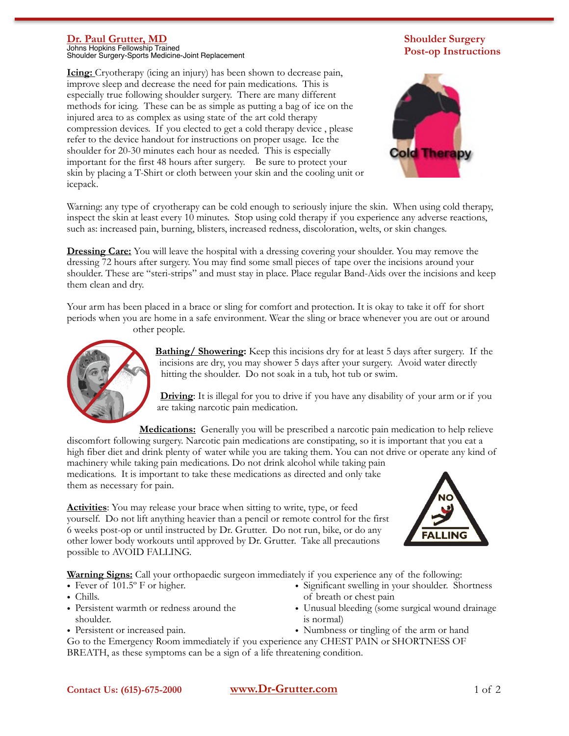**Dr. Paul Grutter, MD**
Johns Hopkins Fellowship Trained
Shoulder Surgery-Sports Medicine-Joint Replacement

# Shoulder Surgery Post-op Instructions

**Icing:** Cryotherapy (icing an injury) has been shown to decrease pain, improve sleep and decrease the need for pain medications. This is especially true following shoulder surgery. There are many different methods for icing. These can be as simple as putting a bag of ice on the injured area to as complex as using state of the art cold therapy compression devices. If you elected to get a cold therapy device , please refer to the device handout for instructions on proper usage. Ice the shoulder for 20-30 minutes each hour as needed. This is especially important for the first 48 hours after surgery. Be sure to protect your skin by placing a T-Shirt or cloth between your skin and the cooling unit or icepack.

Warning: any type of cryotherapy can be cold enough to seriously injure the skin. When using cold therapy, inspect the skin at least every 10 minutes. Stop using cold therapy if you experience any adverse reactions, such as: increased pain, burning, blisters, increased redness, discoloration, welts, or skin changes.

**Dressing Care:** You will leave the hospital with a dressing covering your shoulder. You may remove the dressing 72 hours after surgery. You may find some small pieces of tape over the incisions around your shoulder. These are "steri-strips" and must stay in place. Place regular Band-Aids over the incisions and keep them clean and dry.

Your arm has been placed in a brace or sling for comfort and protection. It is okay to take it off for short periods when you are home in a safe environment. Wear the sling or brace whenever you are out or around other people.

**Bathing/ Showering:** Keep this incisions dry for at least 5 days after surgery. If the incisions are dry, you may shower 5 days after your surgery. Avoid water directly hitting the shoulder. Do not soak in a tub, hot tub or swim.

**Driving**: It is illegal for you to drive if you have any disability of your arm or if you are taking narcotic pain medication.

**Medications:** Generally you will be prescribed a narcotic pain medication to help relieve discomfort following surgery. Narcotic pain medications are constipating, so it is important that you eat a high fiber diet and drink plenty of water while you are taking them. You can not drive or operate any kind of machinery while taking pain medications. Do not drink alcohol while taking pain medications. It is important to take these medications as directed and only take them as necessary for pain.

**Activities**: You may release your brace when sitting to write, type, or feed yourself. Do not lift anything heavier than a pencil or remote control for the first 6 weeks post-op or until instructed by Dr. Grutter. Do not run, bike, or do any other lower body workouts until approved by Dr. Grutter. Take all precautions possible to AVOID FALLING.

**Warning Signs:** Call your orthopaedic surgeon immediately if you experience any of the following:

- Fever of 101.5º F or higher.
- Chills.
- Persistent warmth or redness around the shoulder.
- Persistent or increased pain.
- Significant swelling in your shoulder. Shortness of breath or chest pain
- Unusual bleeding (some surgical wound drainage is normal)
- Numbness or tingling of the arm or hand

Go to the Emergency Room immediately if you experience any CHEST PAIN or SHORTNESS OF BREATH, as these symptoms can be a sign of a life threatening condition.

Contact Us: (615)-675-2000 www.Dr-Grutter.com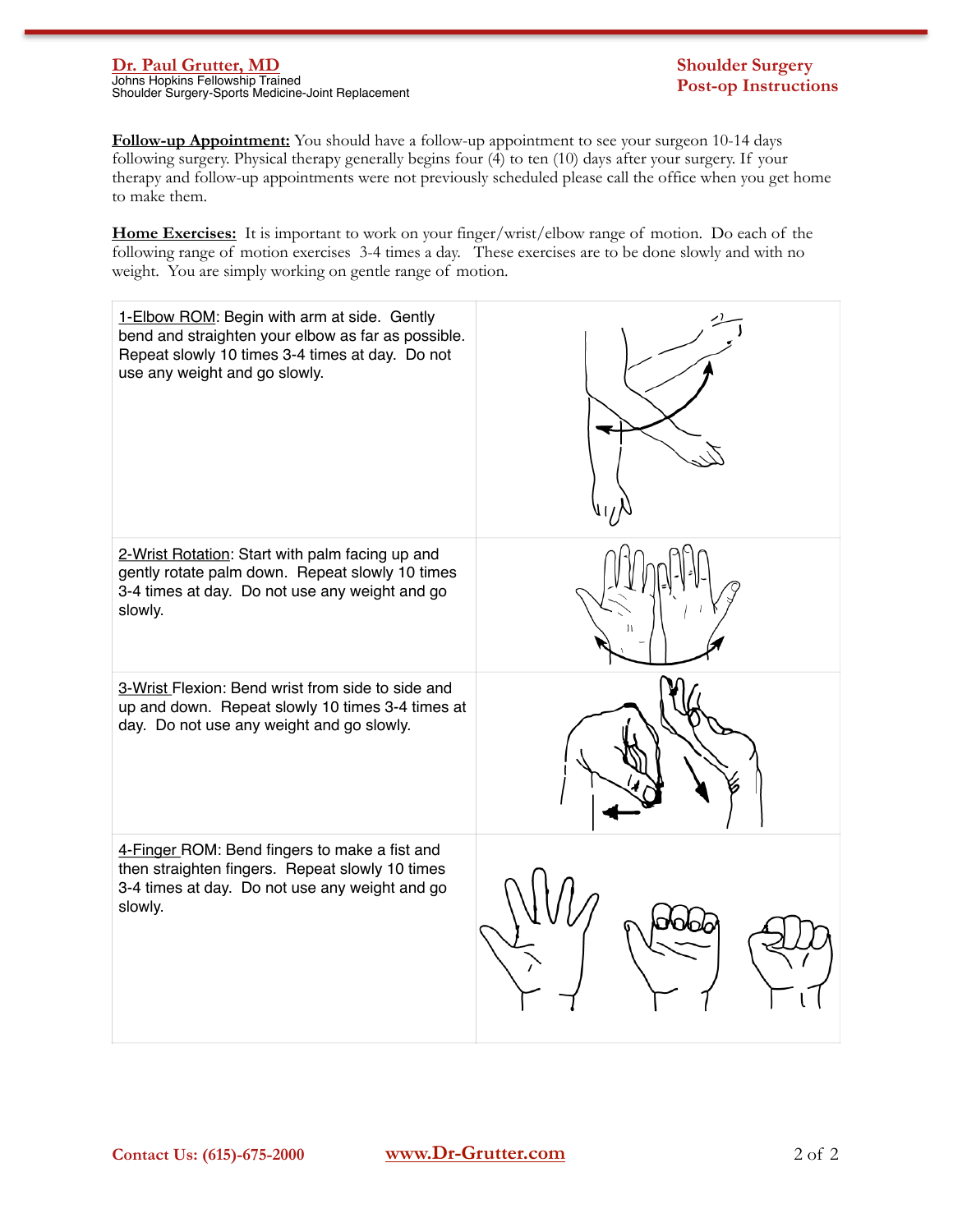**Dr. Paul Grutter, MD**
Johns Hopkins Fellowship Trained
Shoulder Surgery-Sports Medicine-Joint Replacement

**Shoulder Surgery**
**Post-op Instructions**

**Follow-up Appointment:** You should have a follow-up appointment to see your surgeon 10-14 days following surgery. Physical therapy generally begins four (4) to ten (10) days after your surgery. If your therapy and follow-up appointments were not previously scheduled please call the office when you get home to make them.

**Home Exercises:** It is important to work on your finger/wrist/elbow range of motion. Do each of the following range of motion exercises 3-4 times a day. These exercises are to be done slowly and with no weight. You are simply working on gentle range of motion.

| | |
|---|---|
| 1-Elbow ROM: Begin with arm at side. Gently bend and straighten your elbow as far as possible. Repeat slowly 10 times 3-4 times at day. Do not use any weight and go slowly. | |
| 2-Wrist Rotation: Start with palm facing up and gently rotate palm down. Repeat slowly 10 times 3-4 times at day. Do not use any weight and go slowly. | |
| 3-Wrist Flexion: Bend wrist from side to side and up and down. Repeat slowly 10 times 3-4 times at day. Do not use any weight and go slowly. | |
| 4-Finger ROM: Bend fingers to make a fist and then straighten fingers. Repeat slowly 10 times 3-4 times at day. Do not use any weight and go slowly. | |

Contact Us: (615)-675-2000 www.Dr-Grutter.com